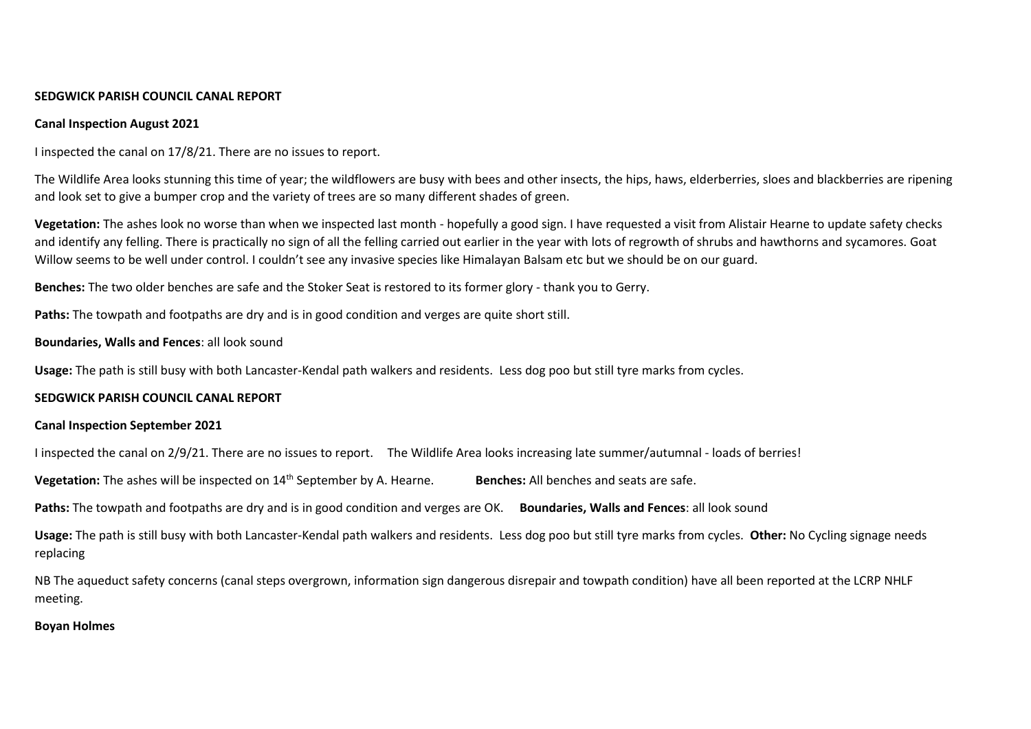**SEDGWICK PARISH COUNCIL CANAL REPORT**

**Canal Inspection August 2021**

I inspected the canal on 17/8/21. There are no issues to report.

The Wildlife Area looks stunning this time of year; the wildflowers are busy with bees and other insects, the hips, haws, elderberries, sloes and blackberries are ripening and look set to give a bumper crop and the variety of trees are so many different shades of green.

**Vegetation:** The ashes look no worse than when we inspected last month - hopefully a good sign. I have requested a visit from Alistair Hearne to update safety checks and identify any felling. There is practically no sign of all the felling carried out earlier in the year with lots of regrowth of shrubs and hawthorns and sycamores. Goat Willow seems to be well under control. I couldn't see any invasive species like Himalayan Balsam etc but we should be on our guard.

**Benches:** The two older benches are safe and the Stoker Seat is restored to its former glory - thank you to Gerry.

**Paths:** The towpath and footpaths are dry and is in good condition and verges are quite short still.

**Boundaries, Walls and Fences**: all look sound

**Usage:** The path is still busy with both Lancaster-Kendal path walkers and residents. Less dog poo but still tyre marks from cycles.

**SEDGWICK PARISH COUNCIL CANAL REPORT**

**Canal Inspection September 2021**

I inspected the canal on 2/9/21. There are no issues to report. The Wildlife Area looks increasing late summer/autumnal - loads of berries!

**Vegetation:** The ashes will be inspected on 14th September by A. Hearne. **Benches:** All benches and seats are safe.

**Paths:** The towpath and footpaths are dry and is in good condition and verges are OK. **Boundaries, Walls and Fences**: all look sound

**Usage:** The path is still busy with both Lancaster-Kendal path walkers and residents. Less dog poo but still tyre marks from cycles. **Other:** No Cycling signage needs replacing

NB The aqueduct safety concerns (canal steps overgrown, information sign dangerous disrepair and towpath condition) have all been reported at the LCRP NHLF meeting.

**Boyan Holmes**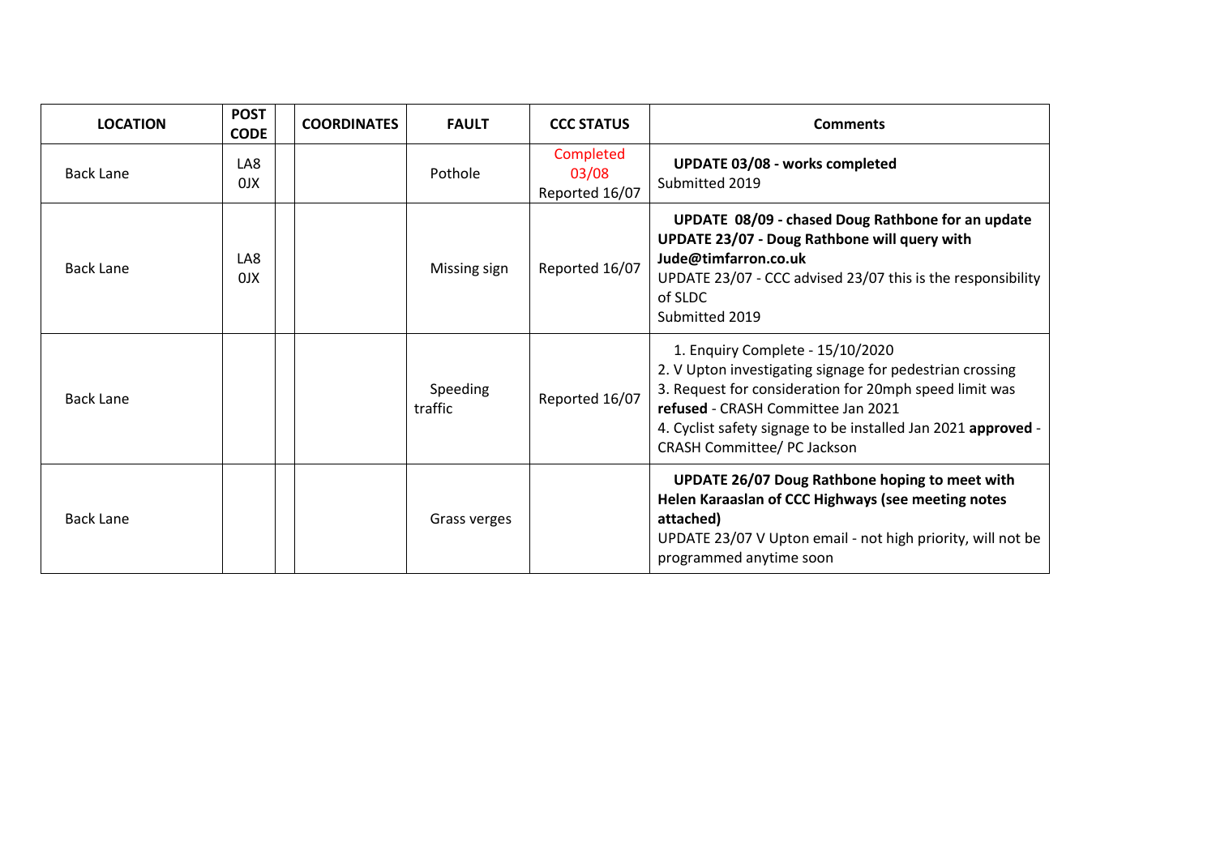| LOCATION | POST CODE | | COORDINATES | FAULT | CCC STATUS | Comments |
|---|---|---|---|---|---|---|
| Back Lane | LA8 0JX | | | Pothole | Completed 03/08 Reported 16/07 | **UPDATE 03/08 - works completed**<br>Submitted 2019 |
| Back Lane | LA8 0JX | | | Missing sign | Reported 16/07 | **UPDATE 08/09 - chased Doug Rathbone for an update**<br>**UPDATE 23/07 - Doug Rathbone will query with Jude@timfarron.co.uk**<br>UPDATE 23/07 - CCC advised 23/07 this is the responsibility of SLDC<br>Submitted 2019 |
| Back Lane | | | | Speeding traffic | Reported 16/07 | 1. Enquiry Complete - 15/10/2020<br>2. V Upton investigating signage for pedestrian crossing<br>3. Request for consideration for 20mph speed limit was **refused** - CRASH Committee Jan 2021<br>4. Cyclist safety signage to be installed Jan 2021 **approved** - CRASH Committee/ PC Jackson |
| Back Lane | | | | Grass verges | | **UPDATE 26/07 Doug Rathbone hoping to meet with Helen Karaaslan of CCC Highways (see meeting notes attached)**<br>UPDATE 23/07 V Upton email - not high priority, will not be programmed anytime soon |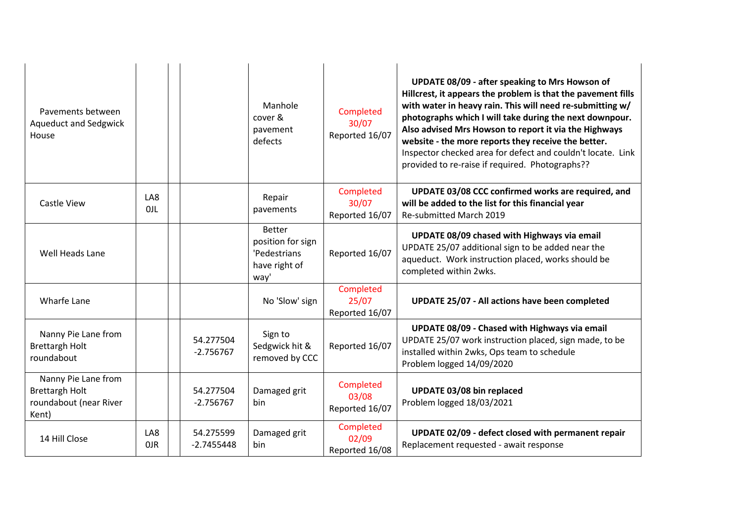| | | | | | | |
|---|---|---|---|---|---|---|
| Pavements between Aqueduct and Sedgwick House | | | | Manhole cover & pavement defects | Completed 30/07 Reported 16/07 | **UPDATE 08/09 - after speaking to Mrs Howson of Hillcrest, it appears the problem is that the pavement fills with water in heavy rain. This will need re-submitting w/ photographs which I will take during the next downpour. Also advised Mrs Howson to report it via the Highways website - the more reports they receive the better.** Inspector checked area for defect and couldn't locate. Link provided to re-raise if required. Photographs?? |
| Castle View | LA8 0JL | | | Repair pavements | Completed 30/07 Reported 16/07 | **UPDATE 03/08 CCC confirmed works are required, and will be added to the list for this financial year** Re-submitted March 2019 |
| Well Heads Lane | | | | Better position for sign 'Pedestrians have right of way' | Reported 16/07 | **UPDATE 08/09 chased with Highways via email** UPDATE 25/07 additional sign to be added near the aqueduct. Work instruction placed, works should be completed within 2wks. |
| Wharfe Lane | | | | No 'Slow' sign | Completed 25/07 Reported 16/07 | **UPDATE 25/07 - All actions have been completed** |
| Nanny Pie Lane from Brettargh Holt roundabout | | | 54.277504 -2.756767 | Sign to Sedgwick hit & removed by CCC | Reported 16/07 | **UPDATE 08/09 - Chased with Highways via email** UPDATE 25/07 work instruction placed, sign made, to be installed within 2wks, Ops team to schedule Problem logged 14/09/2020 |
| Nanny Pie Lane from Brettargh Holt roundabout (near River Kent) | | | 54.277504 -2.756767 | Damaged grit bin | Completed 03/08 Reported 16/07 | **UPDATE 03/08 bin replaced** Problem logged 18/03/2021 |
| 14 Hill Close | LA8 0JR | | 54.275599 -2.7455448 | Damaged grit bin | Completed 02/09 Reported 16/08 | **UPDATE 02/09 - defect closed with permanent repair** Replacement requested - await response |